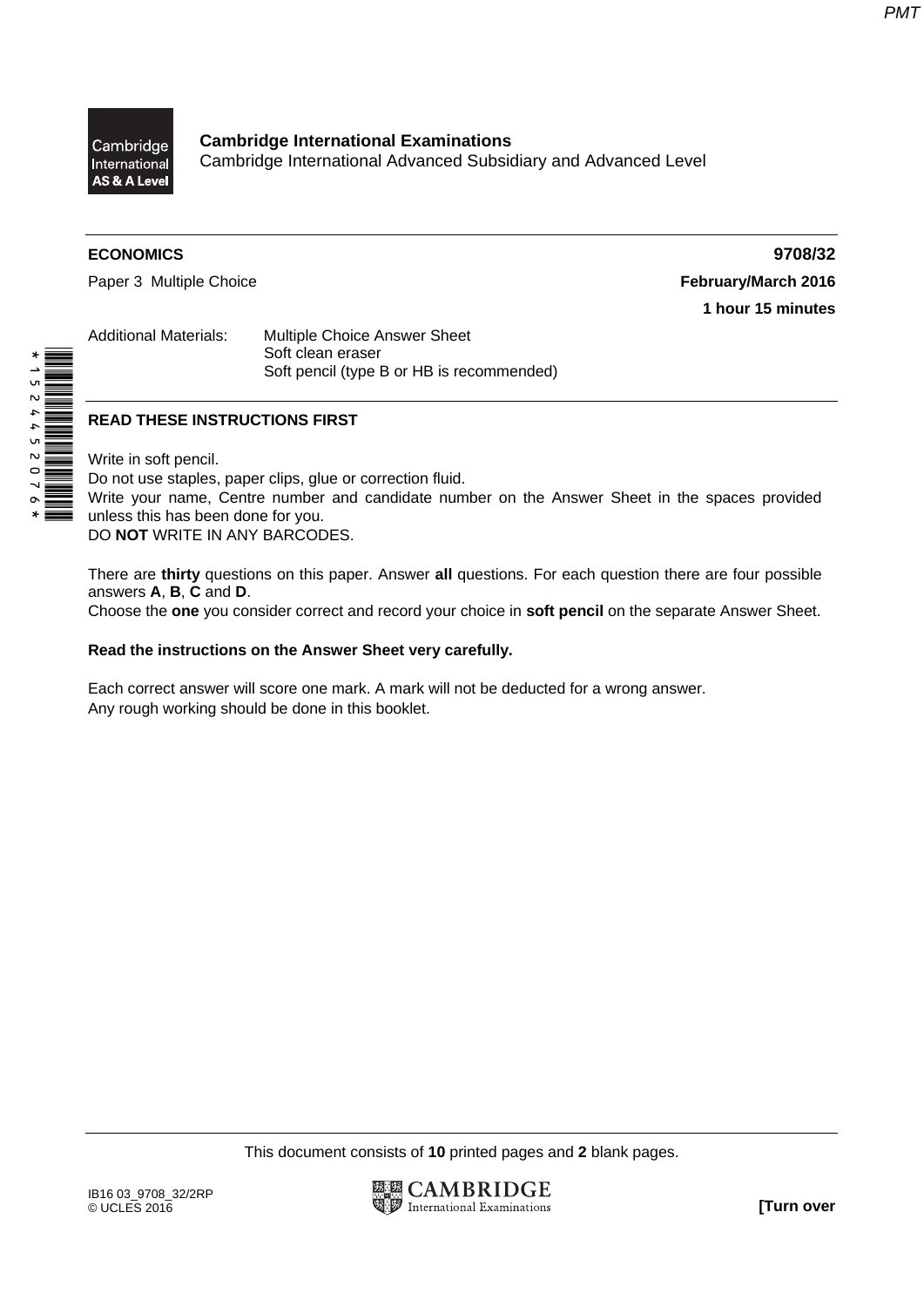**Cambridge International Examinations**
Cambridge International Advanced Subsidiary and Advanced Level

**ECONOMICS** **9708/32**

Paper 3 Multiple Choice **February/March 2016**

**1 hour 15 minutes**

Additional Materials: Multiple Choice Answer Sheet
Soft clean eraser
Soft pencil (type B or HB is recommended)

*1524452076*

**READ THESE INSTRUCTIONS FIRST**

Write in soft pencil.
Do not use staples, paper clips, glue or correction fluid.
Write your name, Centre number and candidate number on the Answer Sheet in the spaces provided unless this has been done for you.
DO **NOT** WRITE IN ANY BARCODES.

There are **thirty** questions on this paper. Answer **all** questions. For each question there are four possible answers **A**, **B**, **C** and **D**.
Choose the **one** you consider correct and record your choice in **soft pencil** on the separate Answer Sheet.

**Read the instructions on the Answer Sheet very carefully.**

Each correct answer will score one mark. A mark will not be deducted for a wrong answer.
Any rough working should be done in this booklet.

This document consists of **10** printed pages and **2** blank pages.

IB16 03_9708_32/2RP
© UCLES 2016

**[Turn over**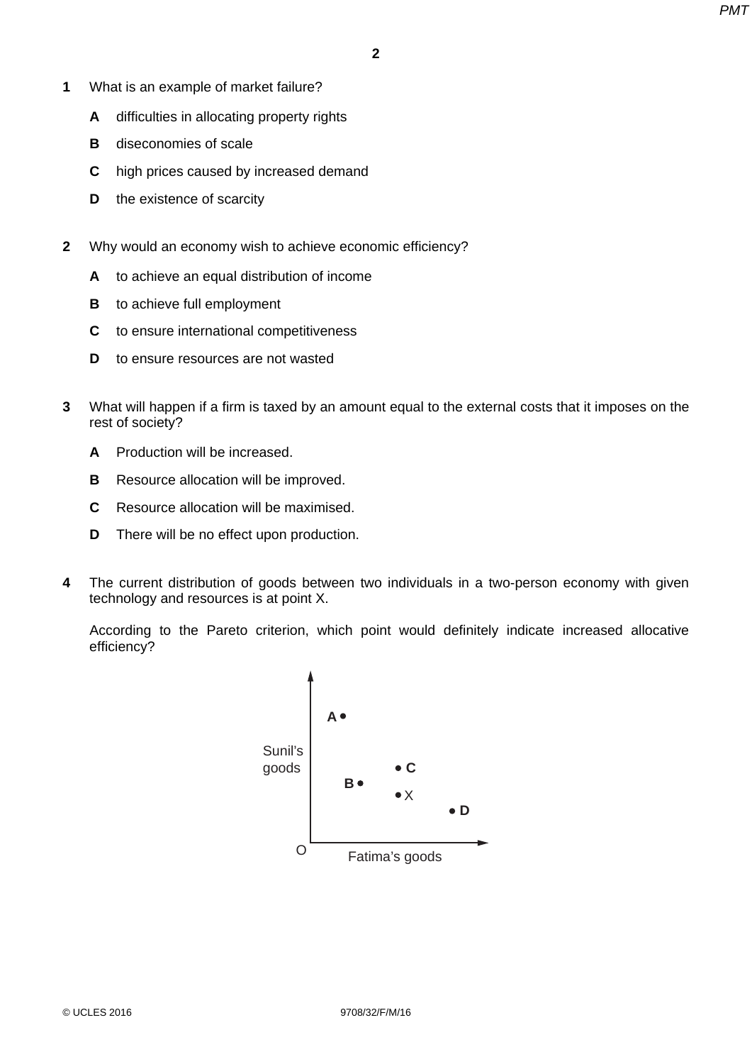**1** What is an example of market failure?

- **A** difficulties in allocating property rights
- **B** diseconomies of scale
- **C** high prices caused by increased demand
- **D** the existence of scarcity

**2** Why would an economy wish to achieve economic efficiency?

- **A** to achieve an equal distribution of income
- **B** to achieve full employment
- **C** to ensure international competitiveness
- **D** to ensure resources are not wasted

**3** What will happen if a firm is taxed by an amount equal to the external costs that it imposes on the rest of society?

- **A** Production will be increased.
- **B** Resource allocation will be improved.
- **C** Resource allocation will be maximised.
- **D** There will be no effect upon production.

**4** The current distribution of goods between two individuals in a two-person economy with given technology and resources is at point X.

According to the Pareto criterion, which point would definitely indicate increased allocative efficiency?

Sunil's goods

A •

• C

B •

• X

• D

O

Fatima's goods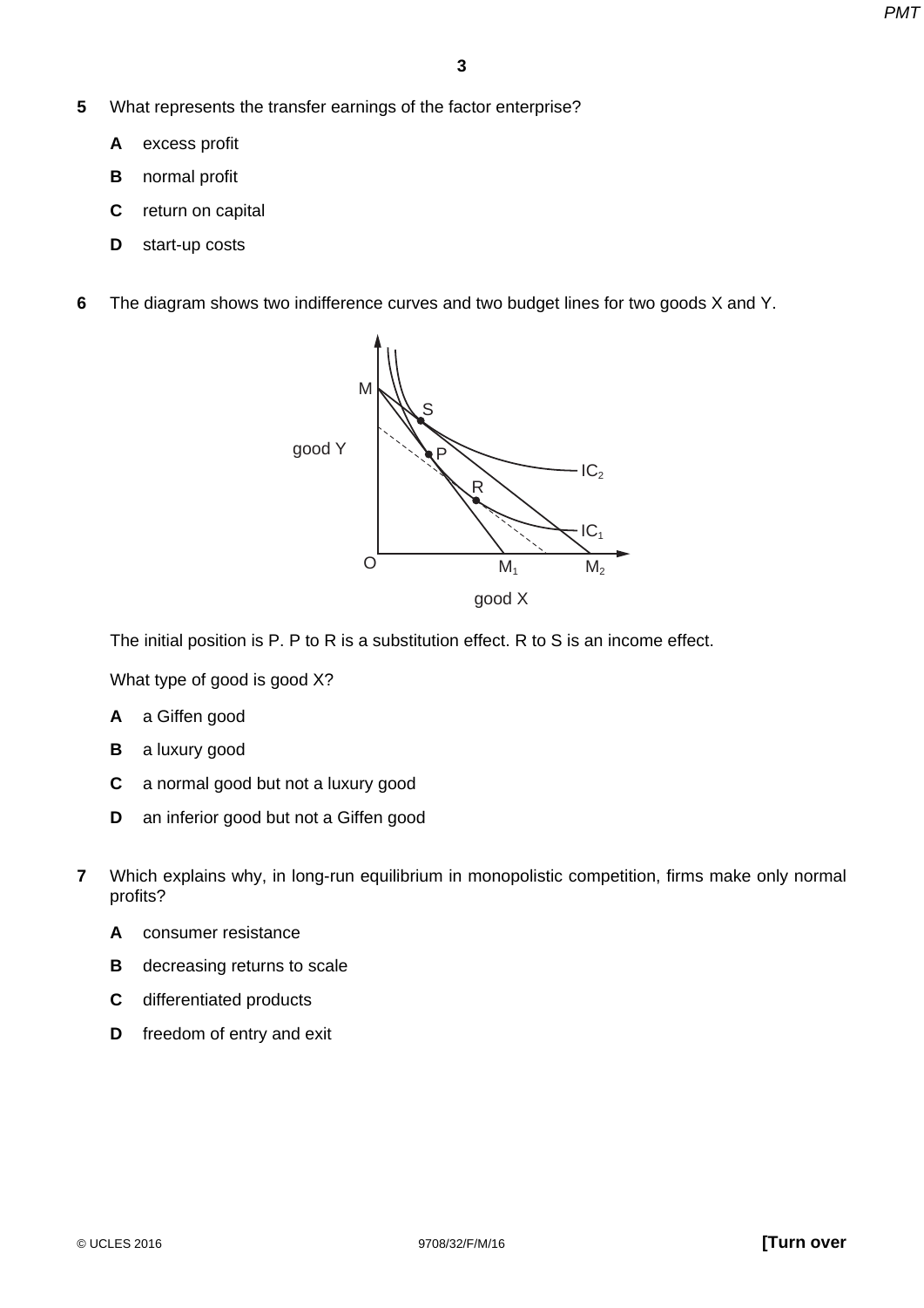**5** What represents the transfer earnings of the factor enterprise?

**A** excess profit

**B** normal profit

**C** return on capital

**D** start-up costs

**6** The diagram shows two indifference curves and two budget lines for two goods X and Y.

The initial position is P. P to R is a substitution effect. R to S is an income effect.

What type of good is good X?

**A** a Giffen good

**B** a luxury good

**C** a normal good but not a luxury good

**D** an inferior good but not a Giffen good

**7** Which explains why, in long-run equilibrium in monopolistic competition, firms make only normal profits?

**A** consumer resistance

**B** decreasing returns to scale

**C** differentiated products

**D** freedom of entry and exit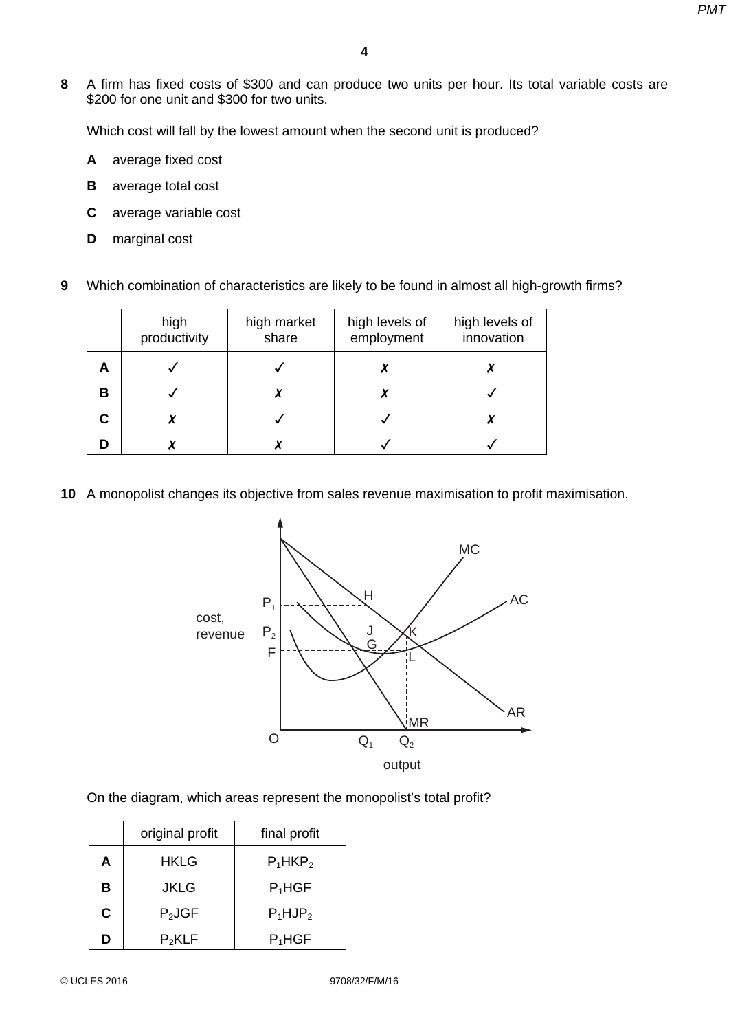**8** A firm has fixed costs of $300 and can produce two units per hour. Its total variable costs are $200 for one unit and $300 for two units.

Which cost will fall by the lowest amount when the second unit is produced?

**A** average fixed cost

**B** average total cost

**C** average variable cost

**D** marginal cost

**9** Which combination of characteristics are likely to be found in almost all high-growth firms?

| | high productivity | high market share | high levels of employment | high levels of innovation |
|---|---|---|---|---|
| **A** | ✓ | ✓ | ✗ | ✗ |
| **B** | ✓ | ✗ | ✗ | ✓ |
| **C** | ✗ | ✓ | ✓ | ✗ |
| **D** | ✗ | ✗ | ✓ | ✓ |

**10** A monopolist changes its objective from sales revenue maximisation to profit maximisation.

On the diagram, which areas represent the monopolist's total profit?

| | original profit | final profit |
|---|---|---|
| **A** | HKLG | $P_1HKP_2$ |
| **B** | JKLG | $P_1HGF$ |
| **C** | $P_2JGF$ | $P_1HJP_2$ |
| **D** | $P_2KLF$ | $P_1HGF$ |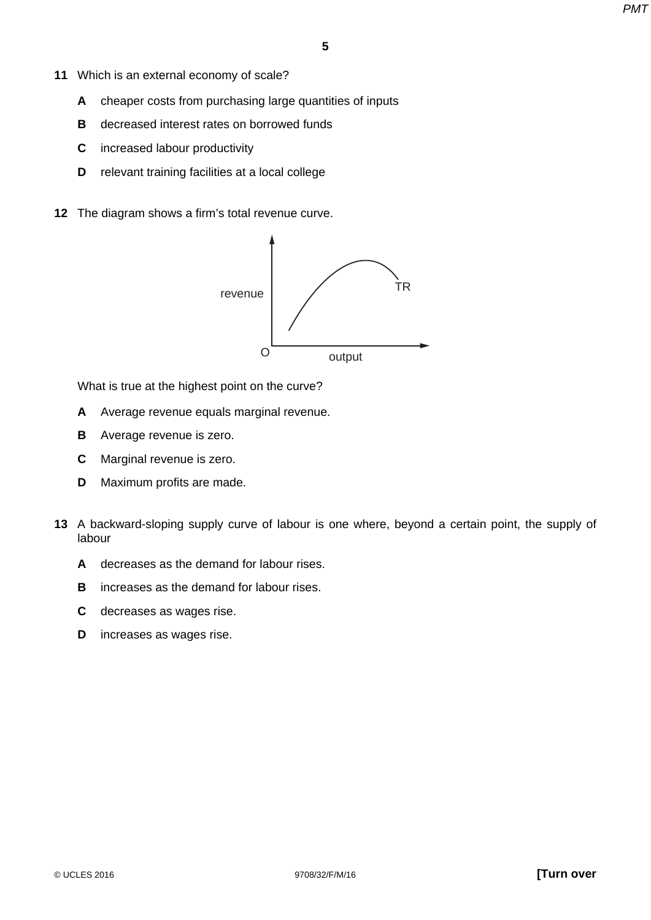**11** Which is an external economy of scale?

**A** cheaper costs from purchasing large quantities of inputs

**B** decreased interest rates on borrowed funds

**C** increased labour productivity

**D** relevant training facilities at a local college

**12** The diagram shows a firm's total revenue curve.

What is true at the highest point on the curve?

**A** Average revenue equals marginal revenue.

**B** Average revenue is zero.

**C** Marginal revenue is zero.

**D** Maximum profits are made.

**13** A backward-sloping supply curve of labour is one where, beyond a certain point, the supply of labour

**A** decreases as the demand for labour rises.

**B** increases as the demand for labour rises.

**C** decreases as wages rise.

**D** increases as wages rise.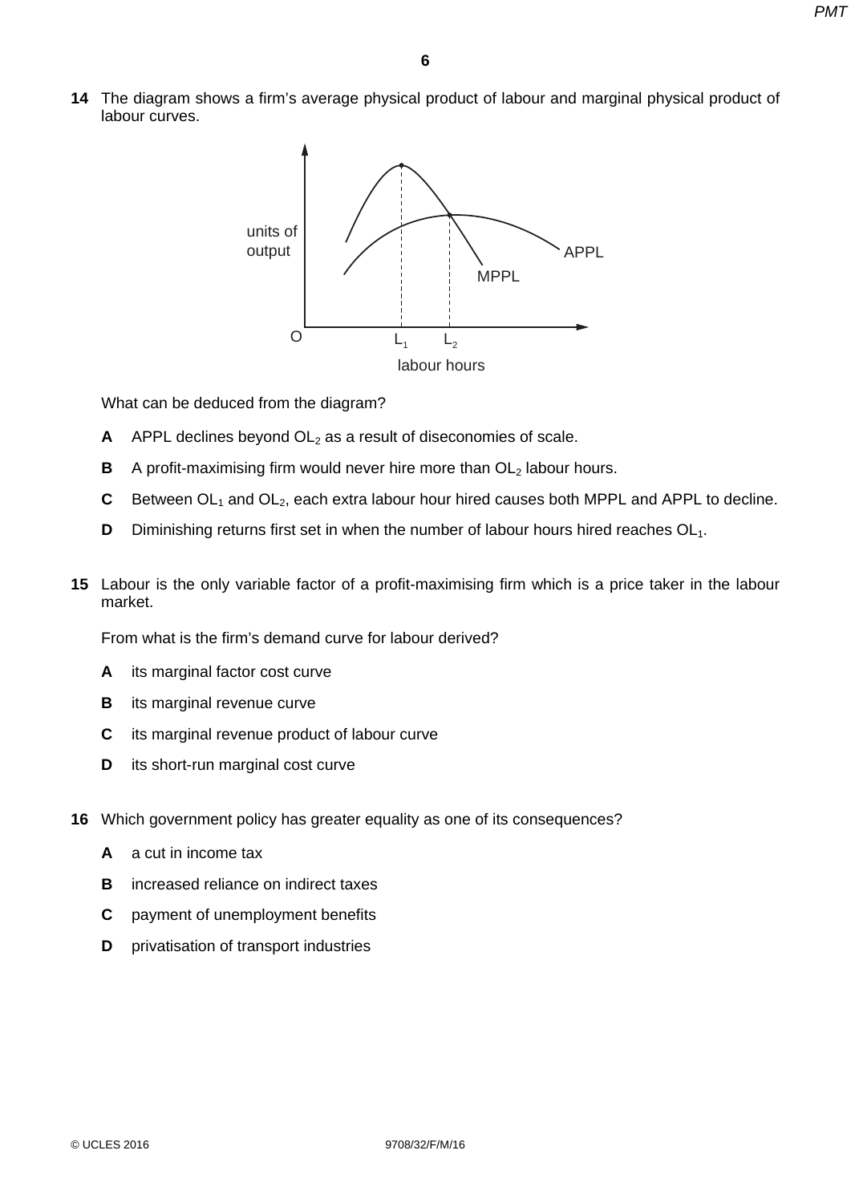**14** The diagram shows a firm's average physical product of labour and marginal physical product of labour curves.

What can be deduced from the diagram?

**A** APPL declines beyond $OL_2$ as a result of diseconomies of scale.

**B** A profit-maximising firm would never hire more than $OL_2$ labour hours.

**C** Between $OL_1$ and $OL_2$, each extra labour hour hired causes both MPPL and APPL to decline.

**D** Diminishing returns first set in when the number of labour hours hired reaches $OL_1$.

**15** Labour is the only variable factor of a profit-maximising firm which is a price taker in the labour market.

From what is the firm's demand curve for labour derived?

**A** its marginal factor cost curve

**B** its marginal revenue curve

**C** its marginal revenue product of labour curve

**D** its short-run marginal cost curve

**16** Which government policy has greater equality as one of its consequences?

**A** a cut in income tax

**B** increased reliance on indirect taxes

**C** payment of unemployment benefits

**D** privatisation of transport industries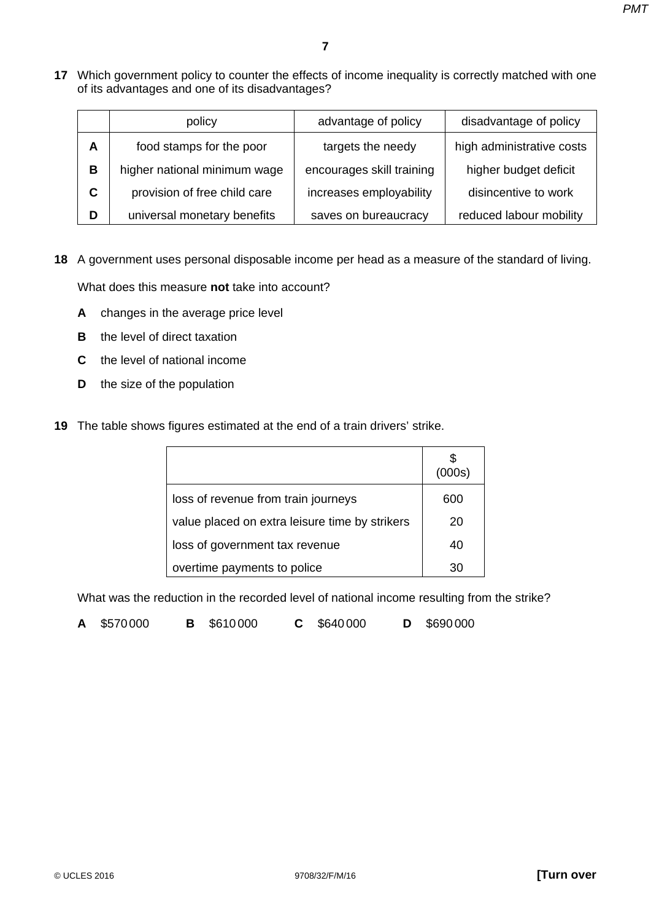**17** Which government policy to counter the effects of income inequality is correctly matched with one of its advantages and one of its disadvantages?

| | policy | advantage of policy | disadvantage of policy |
|---|---|---|---|
| **A** | food stamps for the poor | targets the needy | high administrative costs |
| **B** | higher national minimum wage | encourages skill training | higher budget deficit |
| **C** | provision of free child care | increases employability | disincentive to work |
| **D** | universal monetary benefits | saves on bureaucracy | reduced labour mobility |

**18** A government uses personal disposable income per head as a measure of the standard of living.

What does this measure **not** take into account?

**A** changes in the average price level

**B** the level of direct taxation

**C** the level of national income

**D** the size of the population

**19** The table shows figures estimated at the end of a train drivers' strike.

| | \$ (000s) |
|---|---|
| loss of revenue from train journeys | 600 |
| value placed on extra leisure time by strikers | 20 |
| loss of government tax revenue | 40 |
| overtime payments to police | 30 |

What was the reduction in the recorded level of national income resulting from the strike?

**A** \$570 000 **B** \$610 000 **C** \$640 000 **D** \$690 000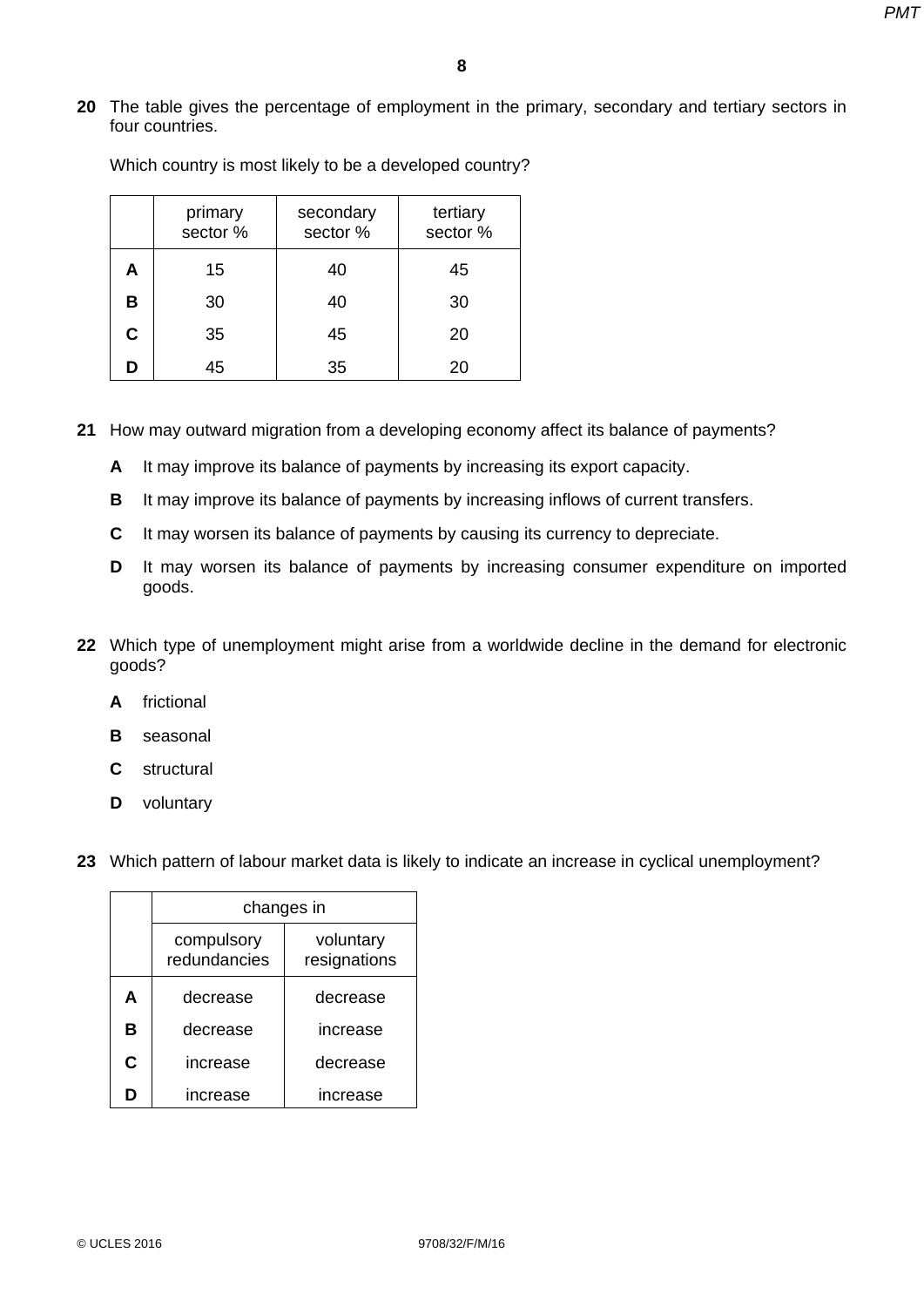**20** The table gives the percentage of employment in the primary, secondary and tertiary sectors in four countries.

Which country is most likely to be a developed country?

| | primary sector % | secondary sector % | tertiary sector % |
|---|---|---|---|
| **A** | 15 | 40 | 45 |
| **B** | 30 | 40 | 30 |
| **C** | 35 | 45 | 20 |
| **D** | 45 | 35 | 20 |

**21** How may outward migration from a developing economy affect its balance of payments?

**A** It may improve its balance of payments by increasing its export capacity.

**B** It may improve its balance of payments by increasing inflows of current transfers.

**C** It may worsen its balance of payments by causing its currency to depreciate.

**D** It may worsen its balance of payments by increasing consumer expenditure on imported goods.

**22** Which type of unemployment might arise from a worldwide decline in the demand for electronic goods?

**A** frictional

**B** seasonal

**C** structural

**D** voluntary

**23** Which pattern of labour market data is likely to indicate an increase in cyclical unemployment?

| | changes in | |
|---|---|---|
| | compulsory redundancies | voluntary resignations |
| **A** | decrease | decrease |
| **B** | decrease | increase |
| **C** | increase | decrease |
| **D** | increase | increase |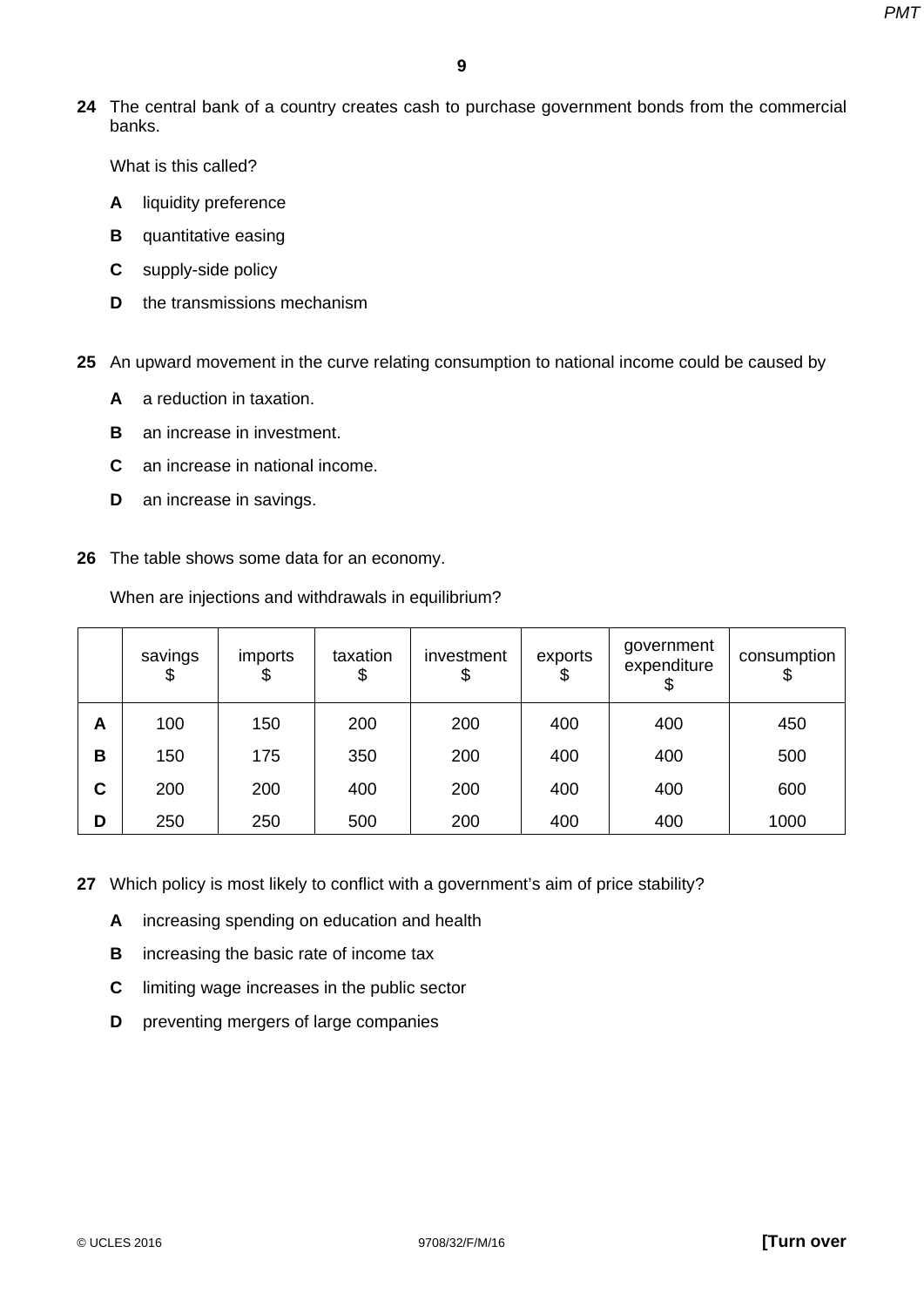**24** The central bank of a country creates cash to purchase government bonds from the commercial banks.

What is this called?

**A** liquidity preference

**B** quantitative easing

**C** supply-side policy

**D** the transmissions mechanism

**25** An upward movement in the curve relating consumption to national income could be caused by

**A** a reduction in taxation.

**B** an increase in investment.

**C** an increase in national income.

**D** an increase in savings.

**26** The table shows some data for an economy.

When are injections and withdrawals in equilibrium?

| | savings $ | imports $ | taxation $ | investment $ | exports $ | government expenditure $ | consumption $ |
|---|---|---|---|---|---|---|---|
| **A** | 100 | 150 | 200 | 200 | 400 | 400 | 450 |
| **B** | 150 | 175 | 350 | 200 | 400 | 400 | 500 |
| **C** | 200 | 200 | 400 | 200 | 400 | 400 | 600 |
| **D** | 250 | 250 | 500 | 200 | 400 | 400 | 1000 |

**27** Which policy is most likely to conflict with a government's aim of price stability?

**A** increasing spending on education and health

**B** increasing the basic rate of income tax

**C** limiting wage increases in the public sector

**D** preventing mergers of large companies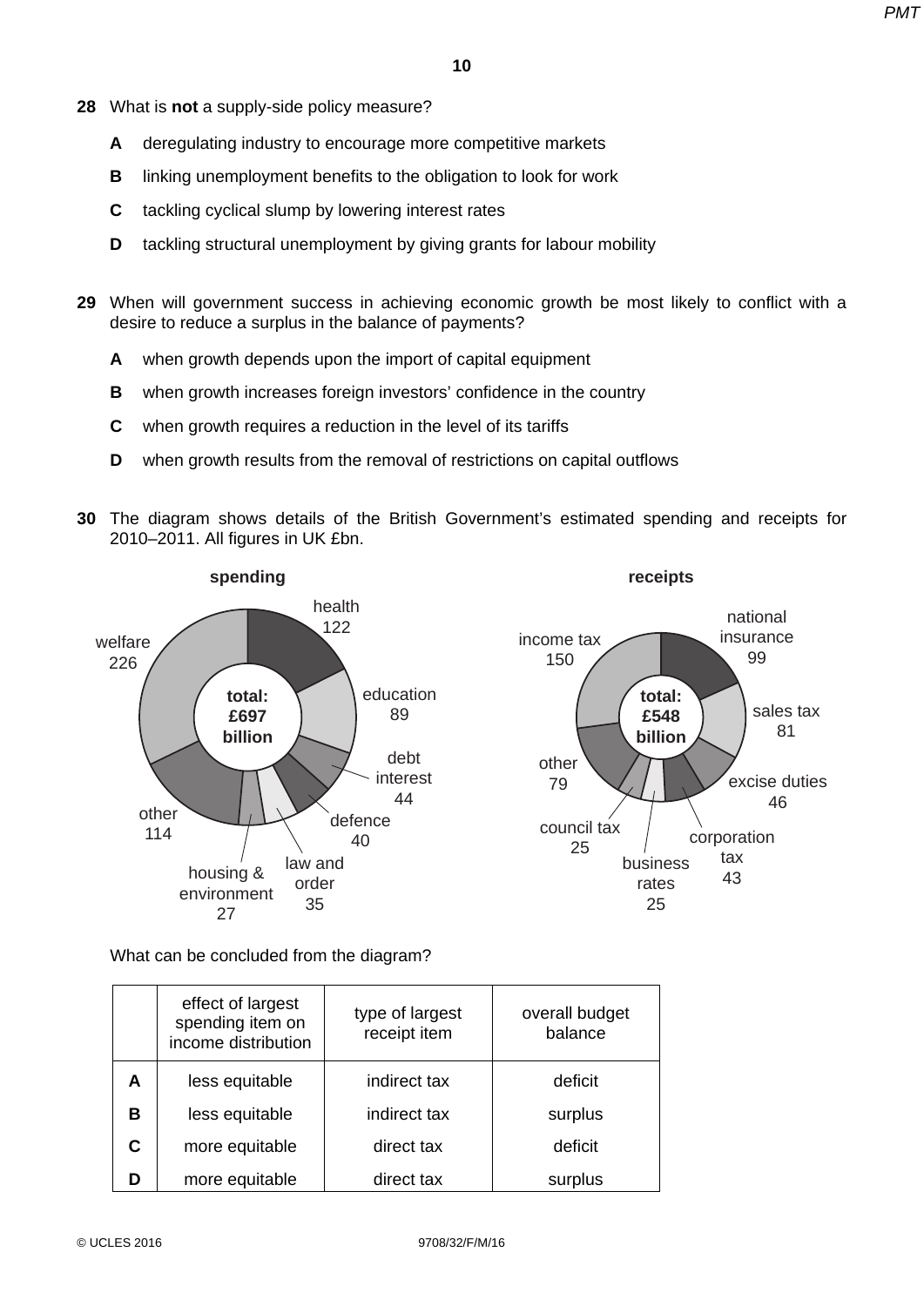**28** What is **not** a supply-side policy measure?

- **A** deregulating industry to encourage more competitive markets
- **B** linking unemployment benefits to the obligation to look for work
- **C** tackling cyclical slump by lowering interest rates
- **D** tackling structural unemployment by giving grants for labour mobility

**29** When will government success in achieving economic growth be most likely to conflict with a desire to reduce a surplus in the balance of payments?

- **A** when growth depends upon the import of capital equipment
- **B** when growth increases foreign investors' confidence in the country
- **C** when growth requires a reduction in the level of its tariffs
- **D** when growth results from the removal of restrictions on capital outflows

**30** The diagram shows details of the British Government's estimated spending and receipts for 2010–2011. All figures in UK £bn.

**spending** (total: £697 billion)

- health 122
- education 89
- debt interest 44
- defence 40
- law and order 35
- housing & environment 27
- other 114
- welfare 226

**receipts** (total: £548 billion)

- national insurance 99
- sales tax 81
- excise duties 46
- corporation tax 43
- business rates 25
- council tax 25
- other 79
- income tax 150

What can be concluded from the diagram?

| | effect of largest spending item on income distribution | type of largest receipt item | overall budget balance |
|---|---|---|---|
| **A** | less equitable | indirect tax | deficit |
| **B** | less equitable | indirect tax | surplus |
| **C** | more equitable | direct tax | deficit |
| **D** | more equitable | direct tax | surplus |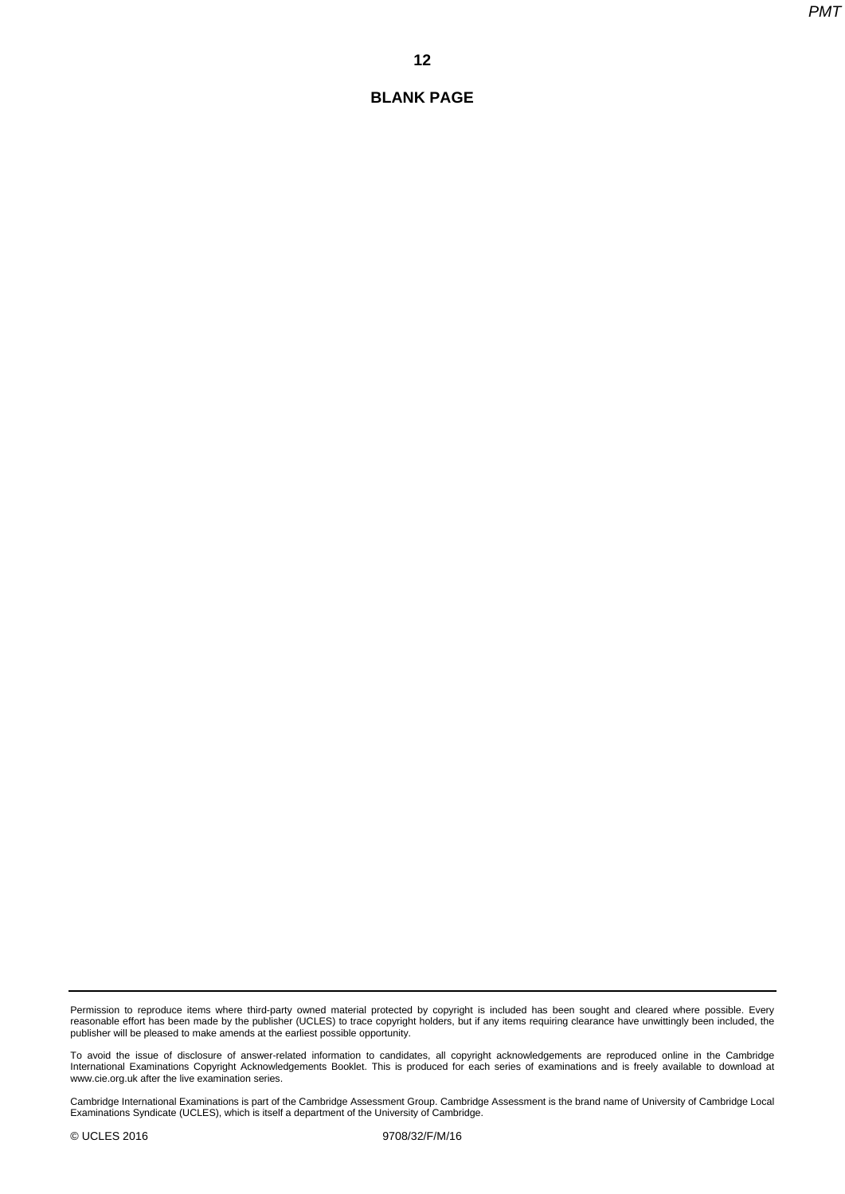**BLANK PAGE**

Permission to reproduce items where third-party owned material protected by copyright is included has been sought and cleared where possible. Every reasonable effort has been made by the publisher (UCLES) to trace copyright holders, but if any items requiring clearance have unwittingly been included, the publisher will be pleased to make amends at the earliest possible opportunity.

To avoid the issue of disclosure of answer-related information to candidates, all copyright acknowledgements are reproduced online in the Cambridge International Examinations Copyright Acknowledgements Booklet. This is produced for each series of examinations and is freely available to download at www.cie.org.uk after the live examination series.

Cambridge International Examinations is part of the Cambridge Assessment Group. Cambridge Assessment is the brand name of University of Cambridge Local Examinations Syndicate (UCLES), which is itself a department of the University of Cambridge.

© UCLES 2016 9708/32/F/M/16